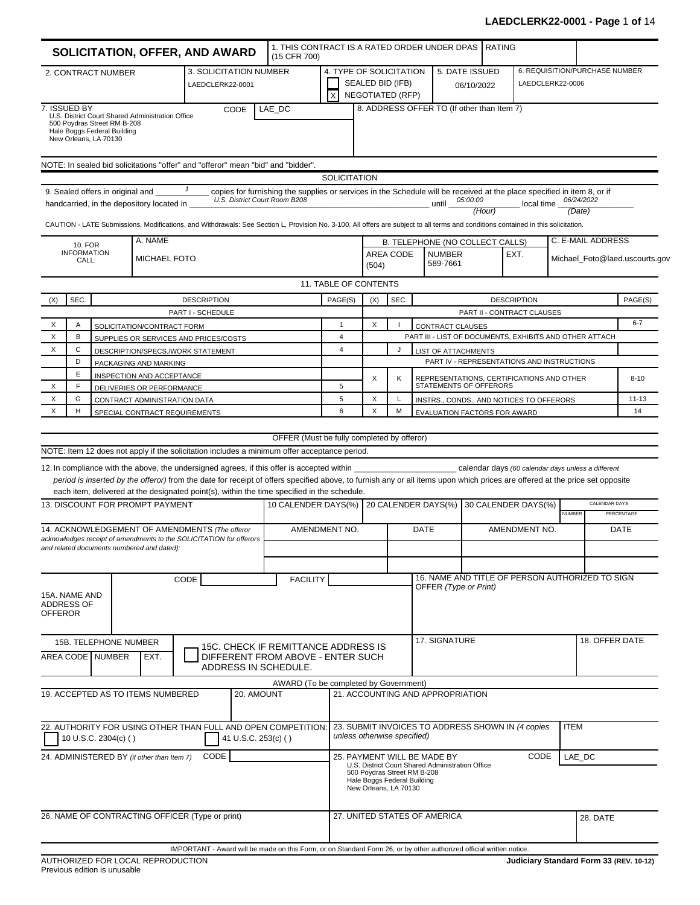# SOLICITATION, OFFER, AND AWARD

| 1. THIS CONTRACT IS A RATED ORDER UNDER DPAS (15 CFR 700) | RATING |
|---|---|
| | |

| 2. CONTRACT NUMBER | 3. SOLICITATION NUMBER | 4. TYPE OF SOLICITATION | 5. DATE ISSUED | 6. REQUISITION/PURCHASE NUMBER |
|---|---|---|---|---|
| | LAEDCLERK22-0001 | [ ] SEALED BID (IFB) [X] NEGOTIATED (RFP) | 06/10/2022 | LAEDCLERK22-0006 |

| 7. ISSUED BY | CODE LAE_DC | 8. ADDRESS OFFER TO (If other than Item 7) |
|---|---|---|
| U.S. District Court Shared Administration Office<br>500 Poydras Street RM B-208<br>Hale Boggs Federal Building<br>New Orleans, LA 70130 | | |

NOTE: In sealed bid solicitations "offer" and "offeror" mean "bid" and "bidder".

## SOLICITATION

9. Sealed offers in original and 1 copies for furnishing the supplies or services in the Schedule will be received at the place specified in item 8, or if handcarried, in the depository located in U.S. District Court Room B208 until 05:00:00 (Hour) local time 06/24/2022 (Date)

CAUTION - LATE Submissions, Modifications, and Withdrawals: See Section L, Provision No. 3-100. All offers are subject to all terms and conditions contained in this solicitation.

| 10. FOR INFORMATION CALL: | A. NAME | B. TELEPHONE (NO COLLECT CALLS) AREA CODE | NUMBER | EXT. | C. E-MAIL ADDRESS |
|---|---|---|---|---|---|
| | MICHAEL FOTO | (504) | 589-7661 | | Michael_Foto@laed.uscourts.gov |

## 11. TABLE OF CONTENTS

| (X) | SEC. | DESCRIPTION | PAGE(S) | (X) | SEC. | DESCRIPTION | PAGE(S) |
|---|---|---|---|---|---|---|---|
| | | PART I - SCHEDULE | | | | PART II - CONTRACT CLAUSES | |
| X | A | SOLICITATION/CONTRACT FORM | 1 | X | I | CONTRACT CLAUSES | 6-7 |
| X | B | SUPPLIES OR SERVICES AND PRICES/COSTS | 4 | | | PART III - LIST OF DOCUMENTS, EXHIBITS AND OTHER ATTACH | |
| X | C | DESCRIPTION/SPECS./WORK STATEMENT | 4 | | J | LIST OF ATTACHMENTS | |
| | D | PACKAGING AND MARKING | | | | PART IV - REPRESENTATIONS AND INSTRUCTIONS | |
| | E | INSPECTION AND ACCEPTANCE | | X | K | REPRESENTATIONS, CERTIFICATIONS AND OTHER STATEMENTS OF OFFERORS | 8-10 |
| X | F | DELIVERIES OR PERFORMANCE | 5 | | | | |
| X | G | CONTRACT ADMINISTRATION DATA | 5 | X | L | INSTRS., CONDS., AND NOTICES TO OFFERORS | 11-13 |
| X | H | SPECIAL CONTRACT REQUIREMENTS | 6 | X | M | EVALUATION FACTORS FOR AWARD | 14 |

## OFFER (Must be fully completed by offeror)

NOTE: Item 12 does not apply if the solicitation includes a minimum offer acceptance period.

12. In compliance with the above, the undersigned agrees, if this offer is accepted within ______________ calendar days *(60 calendar days unless a different period is inserted by the offeror)* from the date for receipt of offers specified above, to furnish any or all items upon which prices are offered at the price set opposite each item, delivered at the designated point(s), within the time specified in the schedule.

| 13. DISCOUNT FOR PROMPT PAYMENT | 10 CALENDER DAYS(%) | 20 CALENDER DAYS(%) | 30 CALENDER DAYS(%) | CALENDAR DAYS NUMBER | PERCENTAGE |
|---|---|---|---|---|---|
| | | | | | |

| 14. ACKNOWLEDGEMENT OF AMENDMENTS *(The offeror acknowledges receipt of amendments to the SOLICITATION for offerors and related documents numbered and dated):* | AMENDMENT NO. | DATE | AMENDMENT NO. | DATE |
|---|---|---|---|---|
| | | | | |
| | | | | |

| 15A. NAME AND ADDRESS OF OFFEROR | CODE | FACILITY | 16. NAME AND TITLE OF PERSON AUTHORIZED TO SIGN OFFER *(Type or Print)* |
|---|---|---|---|
| | | | |

| 15B. TELEPHONE NUMBER AREA CODE | NUMBER | EXT. | 15C. CHECK IF REMITTANCE ADDRESS IS DIFFERENT FROM ABOVE - ENTER SUCH ADDRESS IN SCHEDULE. | 17. SIGNATURE | 18. OFFER DATE |
|---|---|---|---|---|---|
| | | | [ ] | | |

## AWARD (To be completed by Government)

| 19. ACCEPTED AS TO ITEMS NUMBERED | 20. AMOUNT | 21. ACCOUNTING AND APPROPRIATION |
|---|---|---|
| | | |

| 22. AUTHORITY FOR USING OTHER THAN FULL AND OPEN COMPETITION: | 23. SUBMIT INVOICES TO ADDRESS SHOWN IN *(4 copies unless otherwise specified)* | ITEM |
|---|---|---|
| [ ] 10 U.S.C. 2304(c) ( ) [ ] 41 U.S.C. 253(c) ( ) | | |

| 24. ADMINISTERED BY *(if other than Item 7)* CODE | 25. PAYMENT WILL BE MADE BY | CODE LAE_DC |
|---|---|---|
| | U.S. District Court Shared Administration Office<br>500 Poydras Street RM B-208<br>Hale Boggs Federal Building<br>New Orleans, LA 70130 | |

| 26. NAME OF CONTRACTING OFFICER (Type or print) | 27. UNITED STATES OF AMERICA | 28. DATE |
|---|---|---|
| | | |

IMPORTANT - Award will be made on this Form, or on Standard Form 26, or by other authorized official written notice.

AUTHORIZED FOR LOCAL REPRODUCTION
Previous edition is unusable

**Judiciary Standard Form 33 (REV. 10-12)**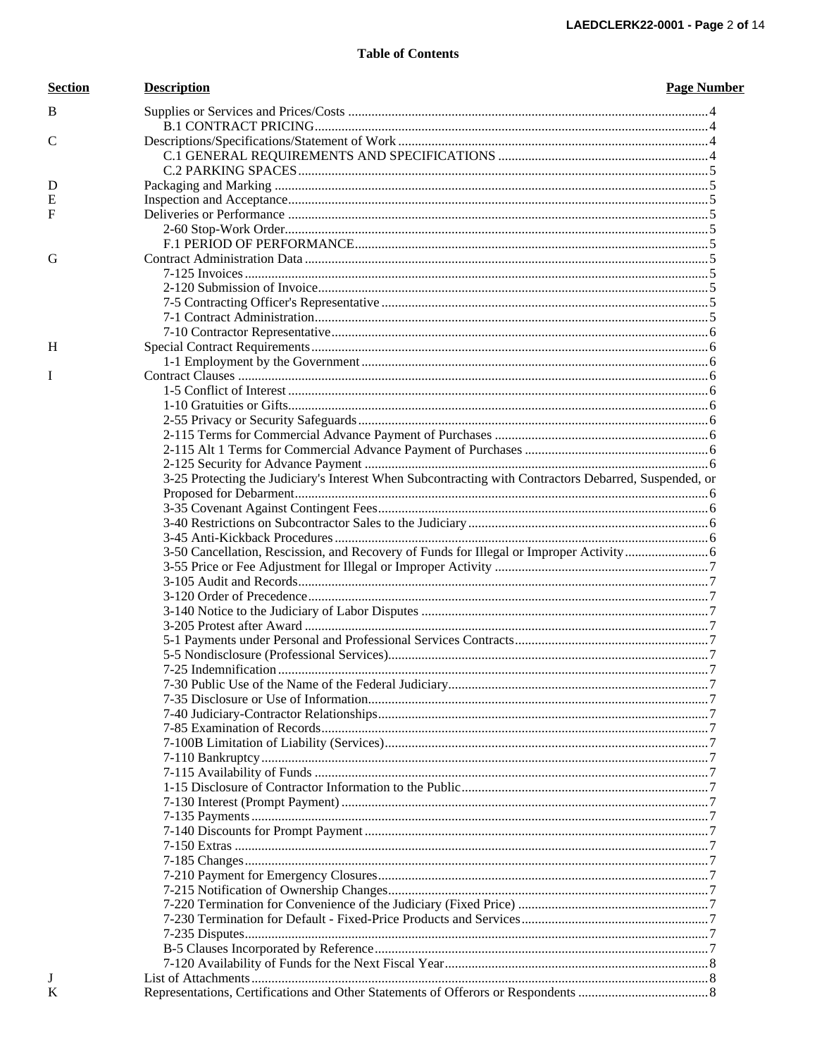# Table of Contents

| Section | Description | Page Number |
|---|---|---|
| B | Supplies or Services and Prices/Costs | 4 |
| | B.1 CONTRACT PRICING | 4 |
| C | Descriptions/Specifications/Statement of Work | 4 |
| | C.1 GENERAL REQUIREMENTS AND SPECIFICATIONS | 4 |
| | C.2 PARKING SPACES | 5 |
| D | Packaging and Marking | 5 |
| E | Inspection and Acceptance | 5 |
| F | Deliveries or Performance | 5 |
| | 2-60 Stop-Work Order | 5 |
| | F.1 PERIOD OF PERFORMANCE | 5 |
| G | Contract Administration Data | 5 |
| | 7-125 Invoices | 5 |
| | 2-120 Submission of Invoice | 5 |
| | 7-5 Contracting Officer's Representative | 5 |
| | 7-1 Contract Administration | 5 |
| | 7-10 Contractor Representative | 6 |
| H | Special Contract Requirements | 6 |
| | 1-1 Employment by the Government | 6 |
| I | Contract Clauses | 6 |
| | 1-5 Conflict of Interest | 6 |
| | 1-10 Gratuities or Gifts | 6 |
| | 2-55 Privacy or Security Safeguards | 6 |
| | 2-115 Terms for Commercial Advance Payment of Purchases | 6 |
| | 2-115 Alt 1 Terms for Commercial Advance Payment of Purchases | 6 |
| | 2-125 Security for Advance Payment | 6 |
| | 3-25 Protecting the Judiciary's Interest When Subcontracting with Contractors Debarred, Suspended, or Proposed for Debarment | 6 |
| | 3-35 Covenant Against Contingent Fees | 6 |
| | 3-40 Restrictions on Subcontractor Sales to the Judiciary | 6 |
| | 3-45 Anti-Kickback Procedures | 6 |
| | 3-50 Cancellation, Rescission, and Recovery of Funds for Illegal or Improper Activity | 6 |
| | 3-55 Price or Fee Adjustment for Illegal or Improper Activity | 7 |
| | 3-105 Audit and Records | 7 |
| | 3-120 Order of Precedence | 7 |
| | 3-140 Notice to the Judiciary of Labor Disputes | 7 |
| | 3-205 Protest after Award | 7 |
| | 5-1 Payments under Personal and Professional Services Contracts | 7 |
| | 5-5 Nondisclosure (Professional Services) | 7 |
| | 7-25 Indemnification | 7 |
| | 7-30 Public Use of the Name of the Federal Judiciary | 7 |
| | 7-35 Disclosure or Use of Information | 7 |
| | 7-40 Judiciary-Contractor Relationships | 7 |
| | 7-85 Examination of Records | 7 |
| | 7-100B Limitation of Liability (Services) | 7 |
| | 7-110 Bankruptcy | 7 |
| | 7-115 Availability of Funds | 7 |
| | 1-15 Disclosure of Contractor Information to the Public | 7 |
| | 7-130 Interest (Prompt Payment) | 7 |
| | 7-135 Payments | 7 |
| | 7-140 Discounts for Prompt Payment | 7 |
| | 7-150 Extras | 7 |
| | 7-185 Changes | 7 |
| | 7-210 Payment for Emergency Closures | 7 |
| | 7-215 Notification of Ownership Changes | 7 |
| | 7-220 Termination for Convenience of the Judiciary (Fixed Price) | 7 |
| | 7-230 Termination for Default - Fixed-Price Products and Services | 7 |
| | 7-235 Disputes | 7 |
| | B-5 Clauses Incorporated by Reference | 7 |
| | 7-120 Availability of Funds for the Next Fiscal Year | 8 |
| J | List of Attachments | 8 |
| K | Representations, Certifications and Other Statements of Offerors or Respondents | 8 |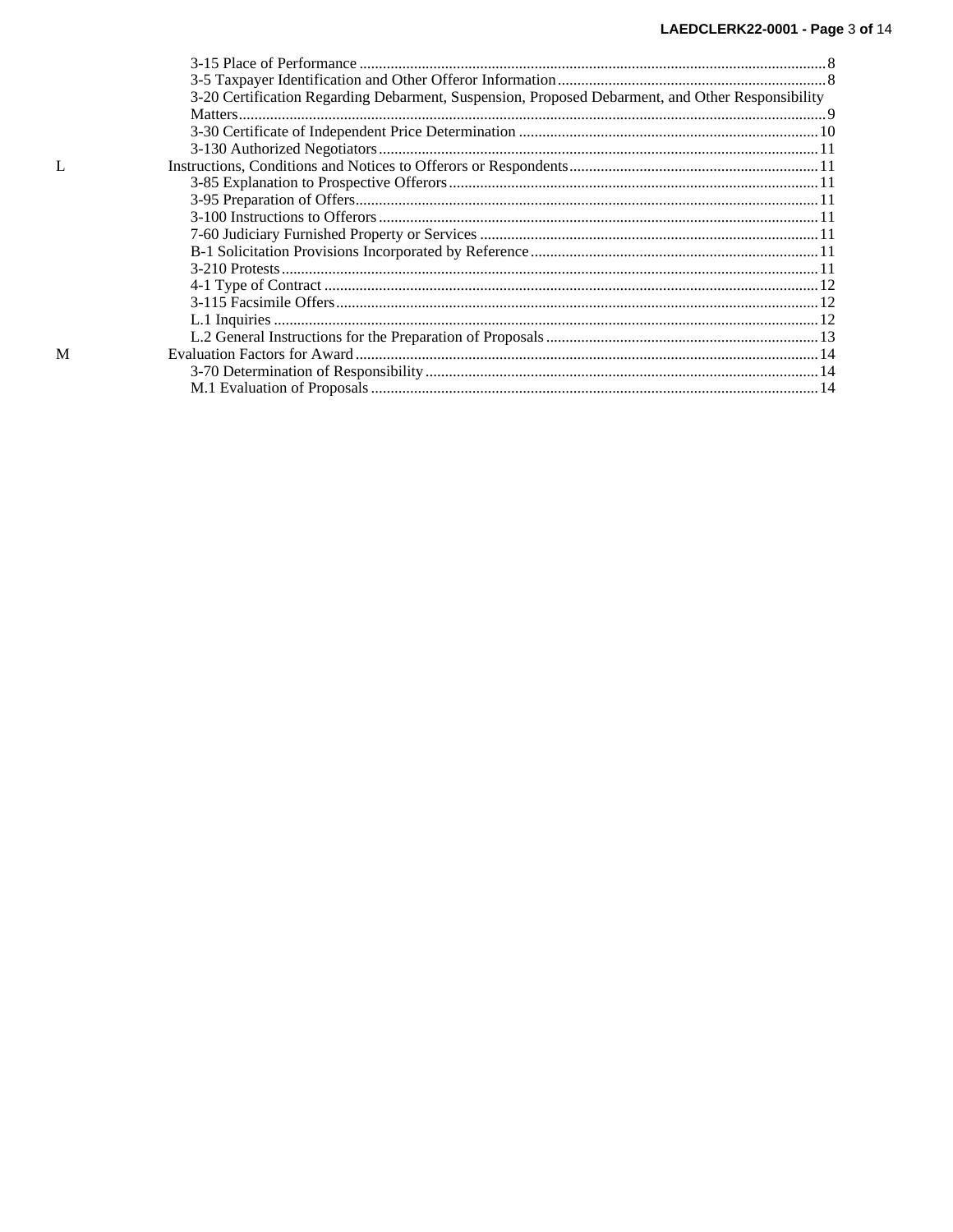| | | |
|---|---|---|
| | 3-15 Place of Performance | 8 |
| | 3-5 Taxpayer Identification and Other Offeror Information | 8 |
| | 3-20 Certification Regarding Debarment, Suspension, Proposed Debarment, and Other Responsibility Matters | 9 |
| | 3-30 Certificate of Independent Price Determination | 10 |
| | 3-130 Authorized Negotiators | 11 |
| L | Instructions, Conditions and Notices to Offerors or Respondents | 11 |
| | 3-85 Explanation to Prospective Offerors | 11 |
| | 3-95 Preparation of Offers | 11 |
| | 3-100 Instructions to Offerors | 11 |
| | 7-60 Judiciary Furnished Property or Services | 11 |
| | B-1 Solicitation Provisions Incorporated by Reference | 11 |
| | 3-210 Protests | 11 |
| | 4-1 Type of Contract | 12 |
| | 3-115 Facsimile Offers | 12 |
| | L.1 Inquiries | 12 |
| | L.2 General Instructions for the Preparation of Proposals | 13 |
| M | Evaluation Factors for Award | 14 |
| | 3-70 Determination of Responsibility | 14 |
| | M.1 Evaluation of Proposals | 14 |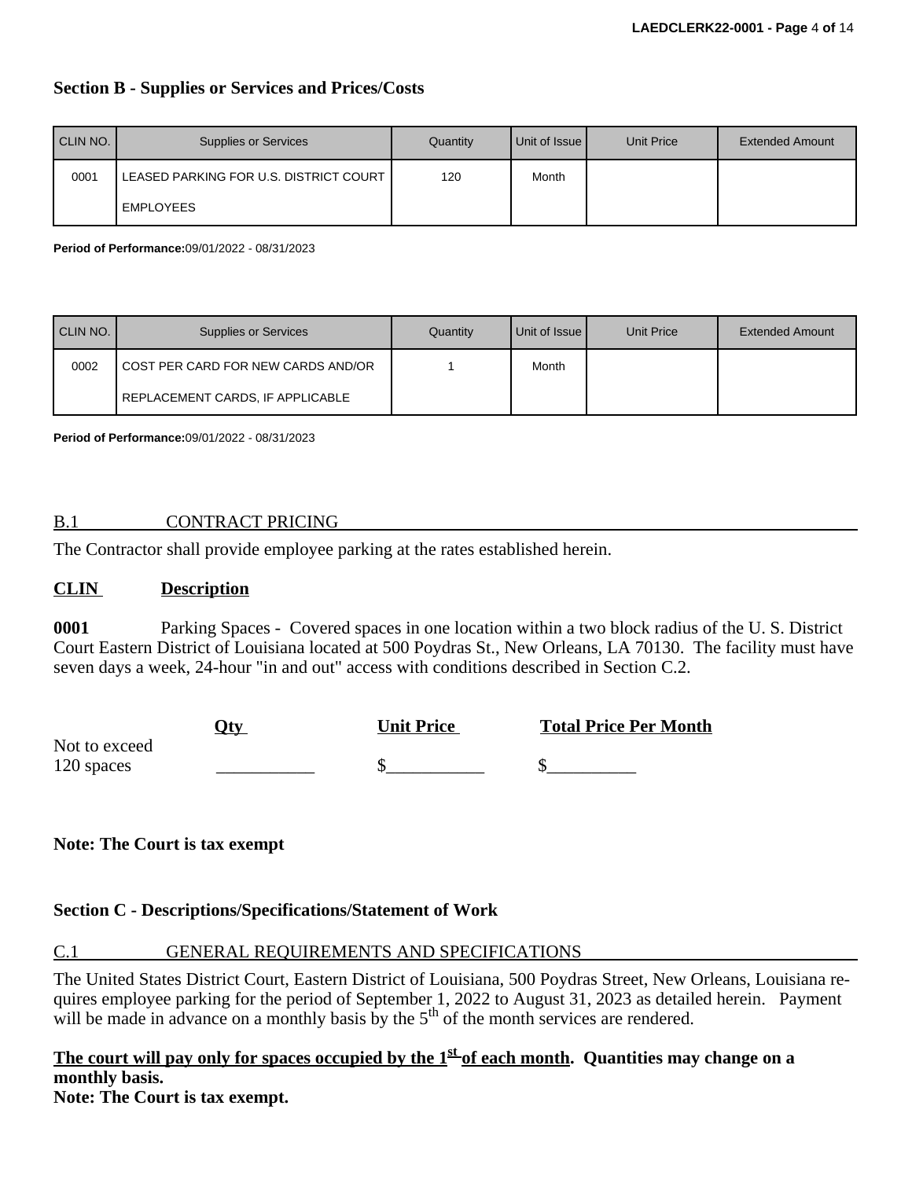## Section B - Supplies or Services and Prices/Costs

| CLIN NO. | Supplies or Services | Quantity | Unit of Issue | Unit Price | Extended Amount |
|---|---|---|---|---|---|
| 0001 | LEASED PARKING FOR U.S. DISTRICT COURT EMPLOYEES | 120 | Month | | |

**Period of Performance:**09/01/2022 - 08/31/2023

| CLIN NO. | Supplies or Services | Quantity | Unit of Issue | Unit Price | Extended Amount |
|---|---|---|---|---|---|
| 0002 | COST PER CARD FOR NEW CARDS AND/OR REPLACEMENT CARDS, IF APPLICABLE | 1 | Month | | |

**Period of Performance:**09/01/2022 - 08/31/2023

### B.1 CONTRACT PRICING

The Contractor shall provide employee parking at the rates established herein.

**CLIN** **Description**

**0001** Parking Spaces - Covered spaces in one location within a two block radius of the U. S. District Court Eastern District of Louisiana located at 500 Poydras St., New Orleans, LA 70130. The facility must have seven days a week, 24-hour "in and out" access with conditions described in Section C.2.

| | Qty | Unit Price | Total Price Per Month |
|---|---|---|---|
| Not to exceed 120 spaces | ___________ | $___________ | $__________ |

**Note: The Court is tax exempt**

## Section C - Descriptions/Specifications/Statement of Work

### C.1 GENERAL REQUIREMENTS AND SPECIFICATIONS

The United States District Court, Eastern District of Louisiana, 500 Poydras Street, New Orleans, Louisiana requires employee parking for the period of September 1, 2022 to August 31, 2023 as detailed herein. Payment will be made in advance on a monthly basis by the 5th of the month services are rendered.

**The court will pay only for spaces occupied by the 1st of each month. Quantities may change on a monthly basis.**
**Note: The Court is tax exempt.**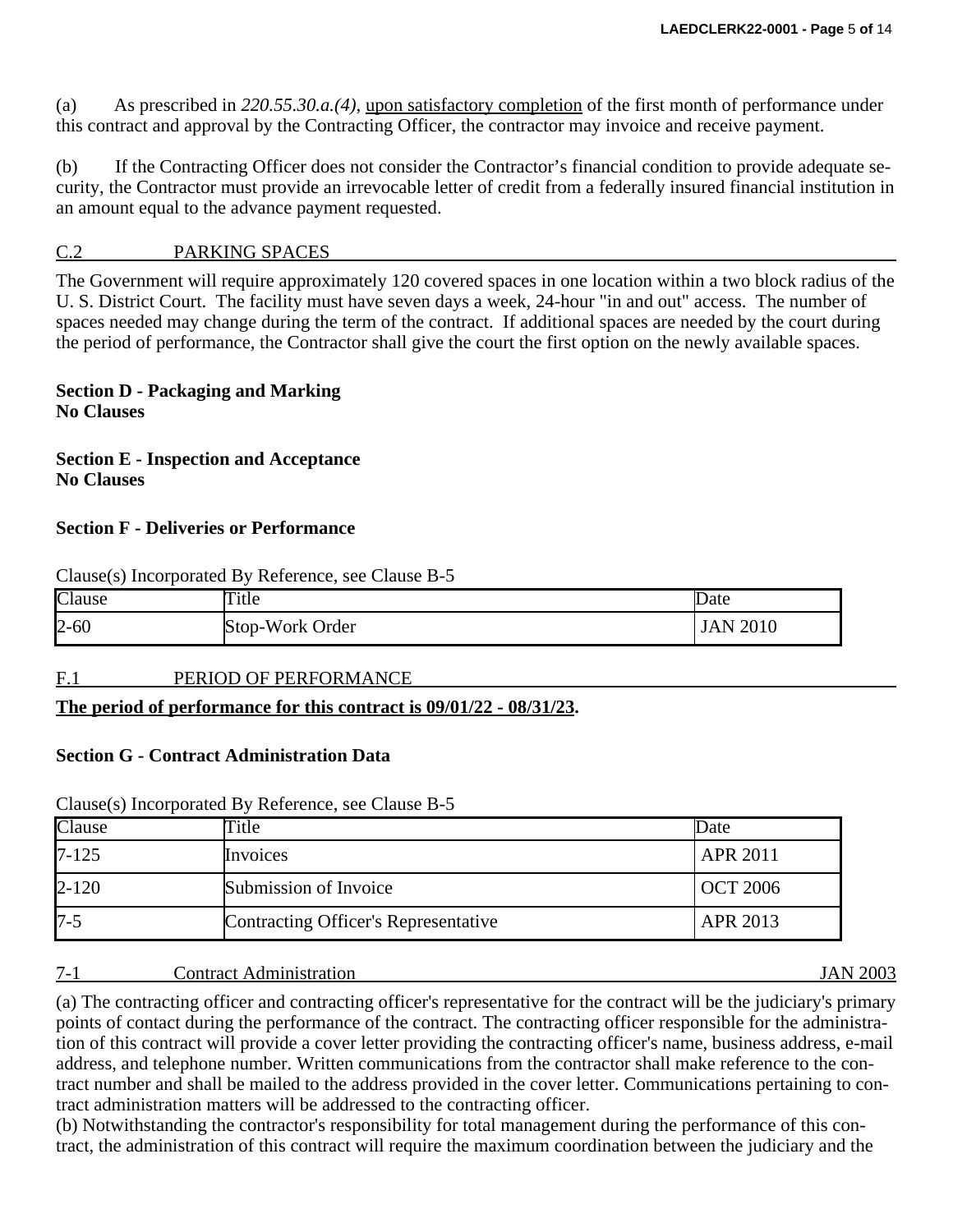(a) As prescribed in *220.55.30.a.(4)*, upon satisfactory completion of the first month of performance under this contract and approval by the Contracting Officer, the contractor may invoice and receive payment.

(b) If the Contracting Officer does not consider the Contractor's financial condition to provide adequate security, the Contractor must provide an irrevocable letter of credit from a federally insured financial institution in an amount equal to the advance payment requested.

C.2 PARKING SPACES

The Government will require approximately 120 covered spaces in one location within a two block radius of the U. S. District Court. The facility must have seven days a week, 24-hour "in and out" access. The number of spaces needed may change during the term of the contract. If additional spaces are needed by the court during the period of performance, the Contractor shall give the court the first option on the newly available spaces.

**Section D - Packaging and Marking**
**No Clauses**

**Section E - Inspection and Acceptance**
**No Clauses**

**Section F - Deliveries or Performance**

Clause(s) Incorporated By Reference, see Clause B-5

| Clause | Title | Date |
|---|---|---|
| 2-60 | Stop-Work Order | JAN 2010 |

F.1 PERIOD OF PERFORMANCE

**The period of performance for this contract is 09/01/22 - 08/31/23.**

**Section G - Contract Administration Data**

Clause(s) Incorporated By Reference, see Clause B-5

| Clause | Title | Date |
|---|---|---|
| 7-125 | Invoices | APR 2011 |
| 2-120 | Submission of Invoice | OCT 2006 |
| 7-5 | Contracting Officer's Representative | APR 2013 |

7-1 Contract Administration JAN 2003

(a) The contracting officer and contracting officer's representative for the contract will be the judiciary's primary points of contact during the performance of the contract. The contracting officer responsible for the administration of this contract will provide a cover letter providing the contracting officer's name, business address, e-mail address, and telephone number. Written communications from the contractor shall make reference to the contract number and shall be mailed to the address provided in the cover letter. Communications pertaining to contract administration matters will be addressed to the contracting officer.
(b) Notwithstanding the contractor's responsibility for total management during the performance of this contract, the administration of this contract will require the maximum coordination between the judiciary and the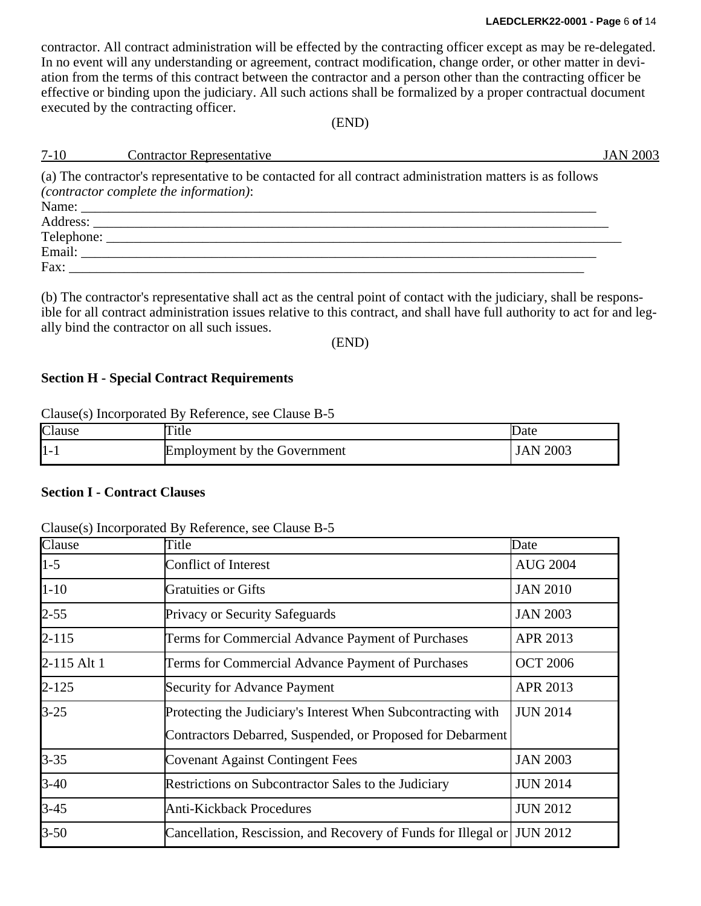contractor. All contract administration will be effected by the contracting officer except as may be re-delegated. In no event will any understanding or agreement, contract modification, change order, or other matter in deviation from the terms of this contract between the contractor and a person other than the contracting officer be effective or binding upon the judiciary. All such actions shall be formalized by a proper contractual document executed by the contracting officer.

(END)

7-10 Contractor Representative JAN 2003

(a) The contractor's representative to be contacted for all contract administration matters is as follows *(contractor complete the information)*:

Name: ___________________________________________________________________________
Address: _________________________________________________________________________
Telephone: _______________________________________________________________________
Email: ___________________________________________________________________________
Fax: _____________________________________________________________________________

(b) The contractor's representative shall act as the central point of contact with the judiciary, shall be responsible for all contract administration issues relative to this contract, and shall have full authority to act for and legally bind the contractor on all such issues.

(END)

**Section H - Special Contract Requirements**

Clause(s) Incorporated By Reference, see Clause B-5

| Clause | Title | Date |
|---|---|---|
| 1-1 | Employment by the Government | JAN 2003 |

**Section I - Contract Clauses**

Clause(s) Incorporated By Reference, see Clause B-5

| Clause | Title | Date |
|---|---|---|
| 1-5 | Conflict of Interest | AUG 2004 |
| 1-10 | Gratuities or Gifts | JAN 2010 |
| 2-55 | Privacy or Security Safeguards | JAN 2003 |
| 2-115 | Terms for Commercial Advance Payment of Purchases | APR 2013 |
| 2-115 Alt 1 | Terms for Commercial Advance Payment of Purchases | OCT 2006 |
| 2-125 | Security for Advance Payment | APR 2013 |
| 3-25 | Protecting the Judiciary's Interest When Subcontracting with Contractors Debarred, Suspended, or Proposed for Debarment | JUN 2014 |
| 3-35 | Covenant Against Contingent Fees | JAN 2003 |
| 3-40 | Restrictions on Subcontractor Sales to the Judiciary | JUN 2014 |
| 3-45 | Anti-Kickback Procedures | JUN 2012 |
| 3-50 | Cancellation, Rescission, and Recovery of Funds for Illegal or | JUN 2012 |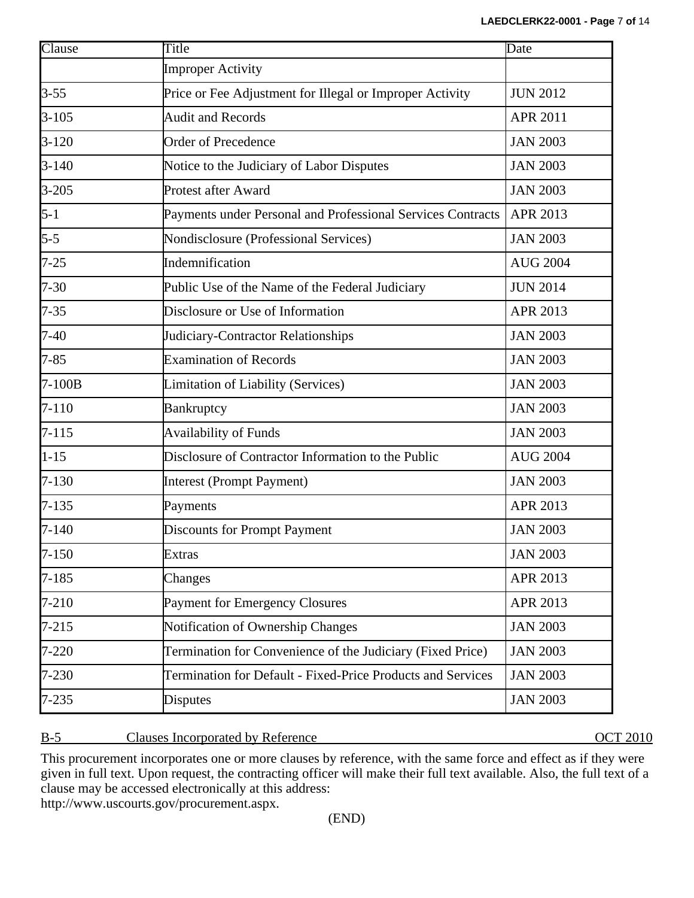| Clause | Title | Date |
| --- | --- | --- |
| | Improper Activity | |
| 3-55 | Price or Fee Adjustment for Illegal or Improper Activity | JUN 2012 |
| 3-105 | Audit and Records | APR 2011 |
| 3-120 | Order of Precedence | JAN 2003 |
| 3-140 | Notice to the Judiciary of Labor Disputes | JAN 2003 |
| 3-205 | Protest after Award | JAN 2003 |
| 5-1 | Payments under Personal and Professional Services Contracts | APR 2013 |
| 5-5 | Nondisclosure (Professional Services) | JAN 2003 |
| 7-25 | Indemnification | AUG 2004 |
| 7-30 | Public Use of the Name of the Federal Judiciary | JUN 2014 |
| 7-35 | Disclosure or Use of Information | APR 2013 |
| 7-40 | Judiciary-Contractor Relationships | JAN 2003 |
| 7-85 | Examination of Records | JAN 2003 |
| 7-100B | Limitation of Liability (Services) | JAN 2003 |
| 7-110 | Bankruptcy | JAN 2003 |
| 7-115 | Availability of Funds | JAN 2003 |
| 1-15 | Disclosure of Contractor Information to the Public | AUG 2004 |
| 7-130 | Interest (Prompt Payment) | JAN 2003 |
| 7-135 | Payments | APR 2013 |
| 7-140 | Discounts for Prompt Payment | JAN 2003 |
| 7-150 | Extras | JAN 2003 |
| 7-185 | Changes | APR 2013 |
| 7-210 | Payment for Emergency Closures | APR 2013 |
| 7-215 | Notification of Ownership Changes | JAN 2003 |
| 7-220 | Termination for Convenience of the Judiciary (Fixed Price) | JAN 2003 |
| 7-230 | Termination for Default - Fixed-Price Products and Services | JAN 2003 |
| 7-235 | Disputes | JAN 2003 |

B-5 Clauses Incorporated by Reference OCT 2010

This procurement incorporates one or more clauses by reference, with the same force and effect as if they were given in full text. Upon request, the contracting officer will make their full text available. Also, the full text of a clause may be accessed electronically at this address:
http://www.uscourts.gov/procurement.aspx.

(END)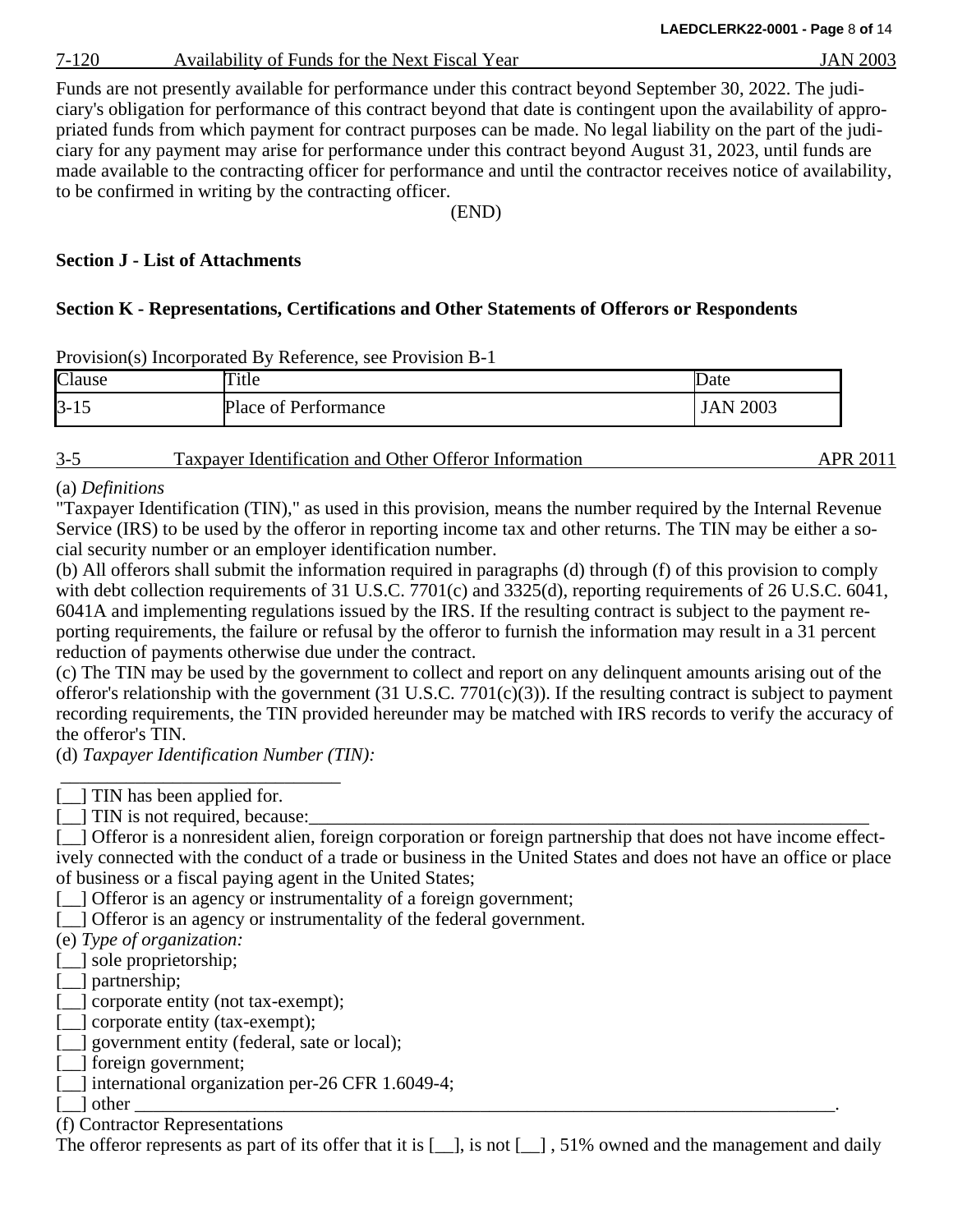7-120 Availability of Funds for the Next Fiscal Year JAN 2003

Funds are not presently available for performance under this contract beyond September 30, 2022. The judiciary's obligation for performance of this contract beyond that date is contingent upon the availability of appropriated funds from which payment for contract purposes can be made. No legal liability on the part of the judiciary for any payment may arise for performance under this contract beyond August 31, 2023, until funds are made available to the contracting officer for performance and until the contractor receives notice of availability, to be confirmed in writing by the contracting officer.

(END)

**Section J - List of Attachments**

**Section K - Representations, Certifications and Other Statements of Offerors or Respondents**

Provision(s) Incorporated By Reference, see Provision B-1

| Clause | Title | Date |
|---|---|---|
| 3-15 | Place of Performance | JAN 2003 |

3-5 Taxpayer Identification and Other Offeror Information APR 2011

(a) *Definitions*
"Taxpayer Identification (TIN)," as used in this provision, means the number required by the Internal Revenue Service (IRS) to be used by the offeror in reporting income tax and other returns. The TIN may be either a social security number or an employer identification number.
(b) All offerors shall submit the information required in paragraphs (d) through (f) of this provision to comply with debt collection requirements of 31 U.S.C. 7701(c) and 3325(d), reporting requirements of 26 U.S.C. 6041, 6041A and implementing regulations issued by the IRS. If the resulting contract is subject to the payment reporting requirements, the failure or refusal by the offeror to furnish the information may result in a 31 percent reduction of payments otherwise due under the contract.
(c) The TIN may be used by the government to collect and report on any delinquent amounts arising out of the offeror's relationship with the government (31 U.S.C. 7701(c)(3)). If the resulting contract is subject to payment recording requirements, the TIN provided hereunder may be matched with IRS records to verify the accuracy of the offeror's TIN.
(d) *Taxpayer Identification Number (TIN):*
_______________________________
[__] TIN has been applied for.
[__] TIN is not required, because:_______________________________________________________________
[__] Offeror is a nonresident alien, foreign corporation or foreign partnership that does not have income effectively connected with the conduct of a trade or business in the United States and does not have an office or place of business or a fiscal paying agent in the United States;
[__] Offeror is an agency or instrumentality of a foreign government;
[__] Offeror is an agency or instrumentality of the federal government.
(e) *Type of organization:*
[__] sole proprietorship;
[__] partnership;
[__] corporate entity (not tax-exempt);
[__] corporate entity (tax-exempt);
[__] government entity (federal, sate or local);
[__] foreign government;
[__] international organization per-26 CFR 1.6049-4;
[__] other ______________________________________________________________________________.
(f) Contractor Representations
The offeror represents as part of its offer that it is [__], is not [__] , 51% owned and the management and daily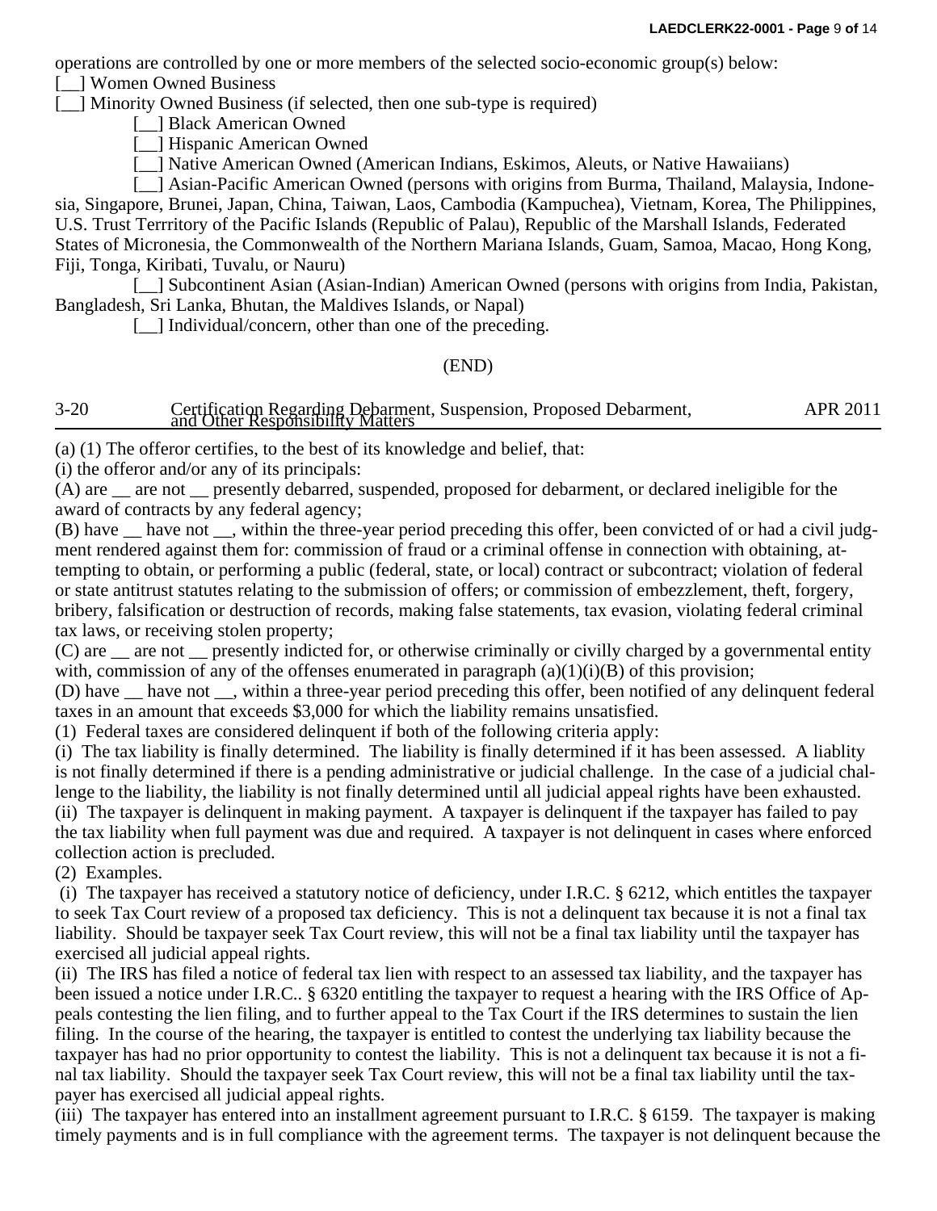operations are controlled by one or more members of the selected socio-economic group(s) below:

[__] Women Owned Business

[__] Minority Owned Business (if selected, then one sub-type is required)

[__] Black American Owned

[__] Hispanic American Owned

[__] Native American Owned (American Indians, Eskimos, Aleuts, or Native Hawaiians)

[__] Asian-Pacific American Owned (persons with origins from Burma, Thailand, Malaysia, Indonesia, Singapore, Brunei, Japan, China, Taiwan, Laos, Cambodia (Kampuchea), Vietnam, Korea, The Philippines, U.S. Trust Terrritory of the Pacific Islands (Republic of Palau), Republic of the Marshall Islands, Federated States of Micronesia, the Commonwealth of the Northern Mariana Islands, Guam, Samoa, Macao, Hong Kong, Fiji, Tonga, Kiribati, Tuvalu, or Nauru)

[__] Subcontinent Asian (Asian-Indian) American Owned (persons with origins from India, Pakistan, Bangladesh, Sri Lanka, Bhutan, the Maldives Islands, or Napal)

[__] Individual/concern, other than one of the preceding.

(END)

| 3-20 | Certification Regarding Debarment, Suspension, Proposed Debarment, and Other Responsibility Matters | APR 2011 |
|---|---|---|

(a) (1) The offeror certifies, to the best of its knowledge and belief, that:

(i) the offeror and/or any of its principals:

(A) are __ are not __ presently debarred, suspended, proposed for debarment, or declared ineligible for the award of contracts by any federal agency;

(B) have __ have not __, within the three-year period preceding this offer, been convicted of or had a civil judgment rendered against them for: commission of fraud or a criminal offense in connection with obtaining, attempting to obtain, or performing a public (federal, state, or local) contract or subcontract; violation of federal or state antitrust statutes relating to the submission of offers; or commission of embezzlement, theft, forgery, bribery, falsification or destruction of records, making false statements, tax evasion, violating federal criminal tax laws, or receiving stolen property;

(C) are __ are not __ presently indicted for, or otherwise criminally or civilly charged by a governmental entity with, commission of any of the offenses enumerated in paragraph (a)(1)(i)(B) of this provision;

(D) have __ have not __, within a three-year period preceding this offer, been notified of any delinquent federal taxes in an amount that exceeds $3,000 for which the liability remains unsatisfied.

(1) Federal taxes are considered delinquent if both of the following criteria apply:

(i) The tax liability is finally determined. The liability is finally determined if it has been assessed. A liablity is not finally determined if there is a pending administrative or judicial challenge. In the case of a judicial challenge to the liability, the liability is not finally determined until all judicial appeal rights have been exhausted.

(ii) The taxpayer is delinquent in making payment. A taxpayer is delinquent if the taxpayer has failed to pay the tax liability when full payment was due and required. A taxpayer is not delinquent in cases where enforced collection action is precluded.

(2) Examples.

(i) The taxpayer has received a statutory notice of deficiency, under I.R.C. § 6212, which entitles the taxpayer to seek Tax Court review of a proposed tax deficiency. This is not a delinquent tax because it is not a final tax liability. Should be taxpayer seek Tax Court review, this will not be a final tax liability until the taxpayer has exercised all judicial appeal rights.

(ii) The IRS has filed a notice of federal tax lien with respect to an assessed tax liability, and the taxpayer has been issued a notice under I.R.C.. § 6320 entitling the taxpayer to request a hearing with the IRS Office of Appeals contesting the lien filing, and to further appeal to the Tax Court if the IRS determines to sustain the lien filing. In the course of the hearing, the taxpayer is entitled to contest the underlying tax liability because the taxpayer has had no prior opportunity to contest the liability. This is not a delinquent tax because it is not a final tax liability. Should the taxpayer seek Tax Court review, this will not be a final tax liability until the taxpayer has exercised all judicial appeal rights.

(iii) The taxpayer has entered into an installment agreement pursuant to I.R.C. § 6159. The taxpayer is making timely payments and is in full compliance with the agreement terms. The taxpayer is not delinquent because the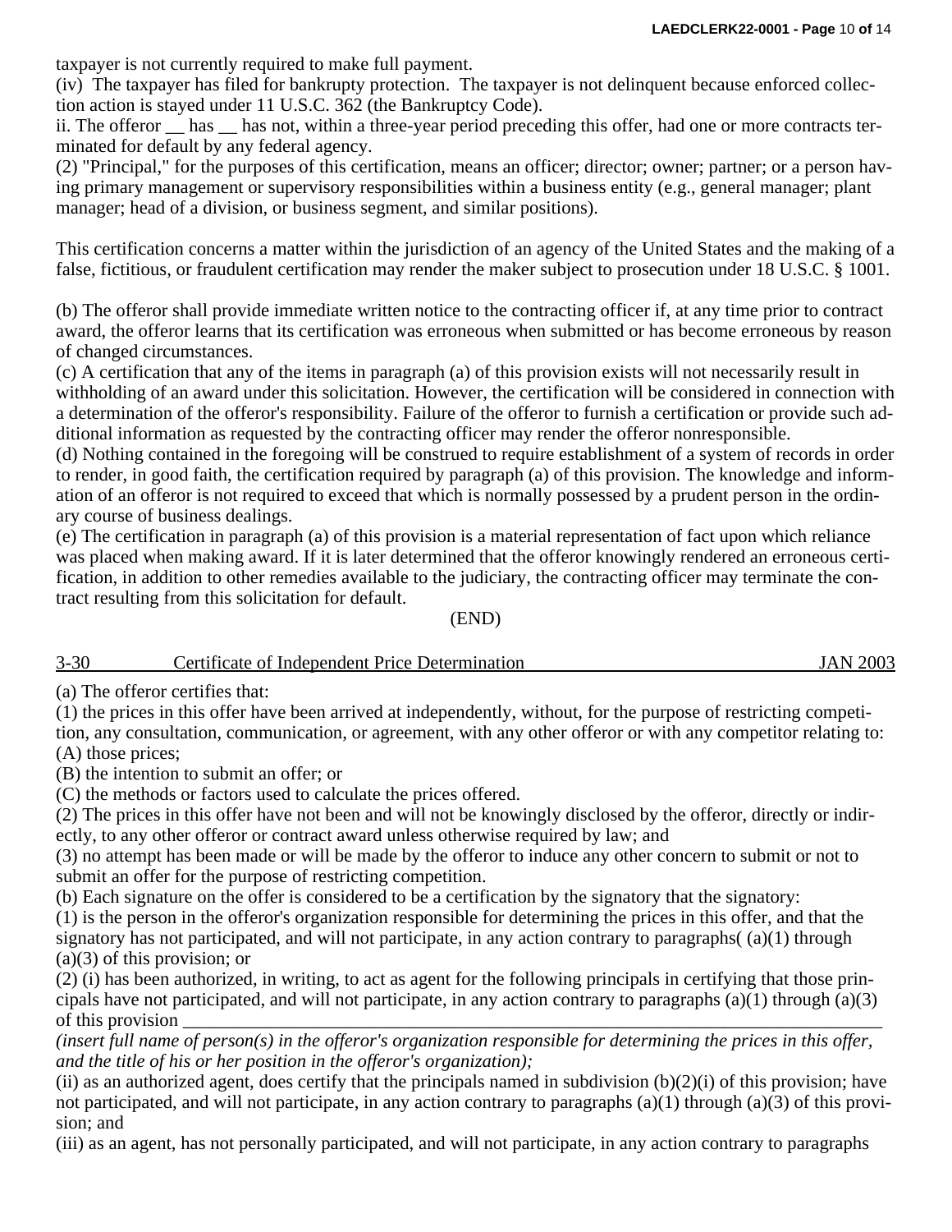taxpayer is not currently required to make full payment.

(iv) The taxpayer has filed for bankrupty protection. The taxpayer is not delinquent because enforced collection action is stayed under 11 U.S.C. 362 (the Bankruptcy Code).

ii. The offeror __ has __ has not, within a three-year period preceding this offer, had one or more contracts terminated for default by any federal agency.

(2) "Principal," for the purposes of this certification, means an officer; director; owner; partner; or a person having primary management or supervisory responsibilities within a business entity (e.g., general manager; plant manager; head of a division, or business segment, and similar positions).

This certification concerns a matter within the jurisdiction of an agency of the United States and the making of a false, fictitious, or fraudulent certification may render the maker subject to prosecution under 18 U.S.C. § 1001.

(b) The offeror shall provide immediate written notice to the contracting officer if, at any time prior to contract award, the offeror learns that its certification was erroneous when submitted or has become erroneous by reason of changed circumstances.

(c) A certification that any of the items in paragraph (a) of this provision exists will not necessarily result in withholding of an award under this solicitation. However, the certification will be considered in connection with a determination of the offeror's responsibility. Failure of the offeror to furnish a certification or provide such additional information as requested by the contracting officer may render the offeror nonresponsible.

(d) Nothing contained in the foregoing will be construed to require establishment of a system of records in order to render, in good faith, the certification required by paragraph (a) of this provision. The knowledge and information of an offeror is not required to exceed that which is normally possessed by a prudent person in the ordinary course of business dealings.

(e) The certification in paragraph (a) of this provision is a material representation of fact upon which reliance was placed when making award. If it is later determined that the offeror knowingly rendered an erroneous certification, in addition to other remedies available to the judiciary, the contracting officer may terminate the contract resulting from this solicitation for default.

(END)

3-30 Certificate of Independent Price Determination JAN 2003

(a) The offeror certifies that:

(1) the prices in this offer have been arrived at independently, without, for the purpose of restricting competition, any consultation, communication, or agreement, with any other offeror or with any competitor relating to:

(A) those prices;

(B) the intention to submit an offer; or

(C) the methods or factors used to calculate the prices offered.

(2) The prices in this offer have not been and will not be knowingly disclosed by the offeror, directly or indirectly, to any other offeror or contract award unless otherwise required by law; and

(3) no attempt has been made or will be made by the offeror to induce any other concern to submit or not to submit an offer for the purpose of restricting competition.

(b) Each signature on the offer is considered to be a certification by the signatory that the signatory:

(1) is the person in the offeror's organization responsible for determining the prices in this offer, and that the signatory has not participated, and will not participate, in any action contrary to paragraphs( (a)(1) through (a)(3) of this provision; or

(2) (i) has been authorized, in writing, to act as agent for the following principals in certifying that those principals have not participated, and will not participate, in any action contrary to paragraphs (a)(1) through (a)(3) of this provision ______________________________________________________________________________

*(insert full name of person(s) in the offeror's organization responsible for determining the prices in this offer, and the title of his or her position in the offeror's organization);*

(ii) as an authorized agent, does certify that the principals named in subdivision (b)(2)(i) of this provision; have not participated, and will not participate, in any action contrary to paragraphs (a)(1) through (a)(3) of this provision; and

(iii) as an agent, has not personally participated, and will not participate, in any action contrary to paragraphs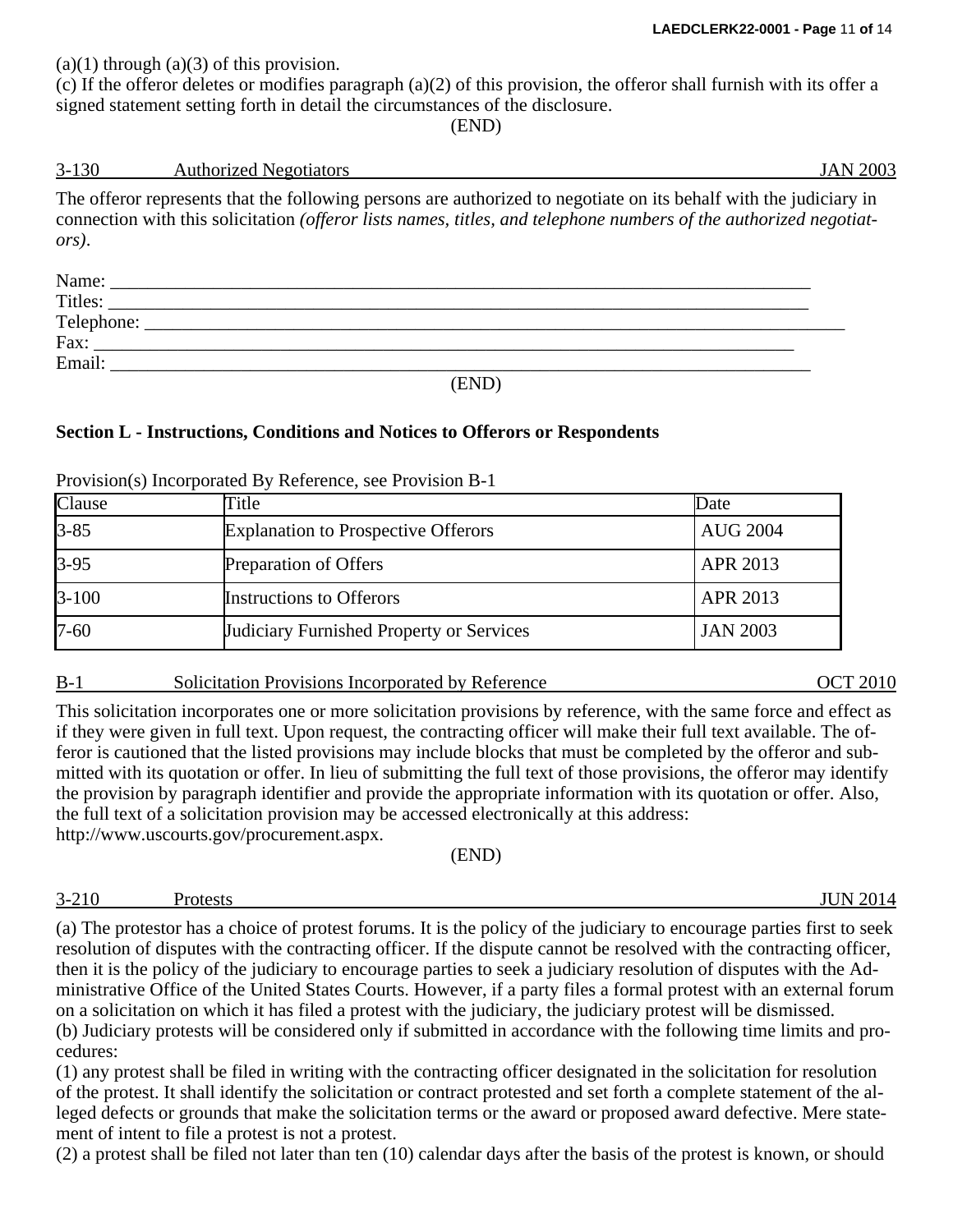(a)(1) through (a)(3) of this provision.

(c) If the offeror deletes or modifies paragraph (a)(2) of this provision, the offeror shall furnish with its offer a signed statement setting forth in detail the circumstances of the disclosure.

(END)

3-130 Authorized Negotiators JAN 2003

The offeror represents that the following persons are authorized to negotiate on its behalf with the judiciary in connection with this solicitation *(offeror lists names, titles, and telephone numbers of the authorized negotiators)*.

Name: ____________________________________________________________________________

Titles: ____________________________________________________________________________

Telephone: ________________________________________________________________________

Fax: _____________________________________________________________________________

Email: ____________________________________________________________________________

(END)

**Section L - Instructions, Conditions and Notices to Offerors or Respondents**

Provision(s) Incorporated By Reference, see Provision B-1

| Clause | Title | Date |
|---|---|---|
| 3-85 | Explanation to Prospective Offerors | AUG 2004 |
| 3-95 | Preparation of Offers | APR 2013 |
| 3-100 | Instructions to Offerors | APR 2013 |
| 7-60 | Judiciary Furnished Property or Services | JAN 2003 |

B-1 Solicitation Provisions Incorporated by Reference OCT 2010

This solicitation incorporates one or more solicitation provisions by reference, with the same force and effect as if they were given in full text. Upon request, the contracting officer will make their full text available. The offeror is cautioned that the listed provisions may include blocks that must be completed by the offeror and submitted with its quotation or offer. In lieu of submitting the full text of those provisions, the offeror may identify the provision by paragraph identifier and provide the appropriate information with its quotation or offer. Also, the full text of a solicitation provision may be accessed electronically at this address: http://www.uscourts.gov/procurement.aspx.

(END)

3-210 Protests JUN 2014

(a) The protestor has a choice of protest forums. It is the policy of the judiciary to encourage parties first to seek resolution of disputes with the contracting officer. If the dispute cannot be resolved with the contracting officer, then it is the policy of the judiciary to encourage parties to seek a judiciary resolution of disputes with the Administrative Office of the United States Courts. However, if a party files a formal protest with an external forum on a solicitation on which it has filed a protest with the judiciary, the judiciary protest will be dismissed.

(b) Judiciary protests will be considered only if submitted in accordance with the following time limits and procedures:

(1) any protest shall be filed in writing with the contracting officer designated in the solicitation for resolution of the protest. It shall identify the solicitation or contract protested and set forth a complete statement of the alleged defects or grounds that make the solicitation terms or the award or proposed award defective. Mere statement of intent to file a protest is not a protest.

(2) a protest shall be filed not later than ten (10) calendar days after the basis of the protest is known, or should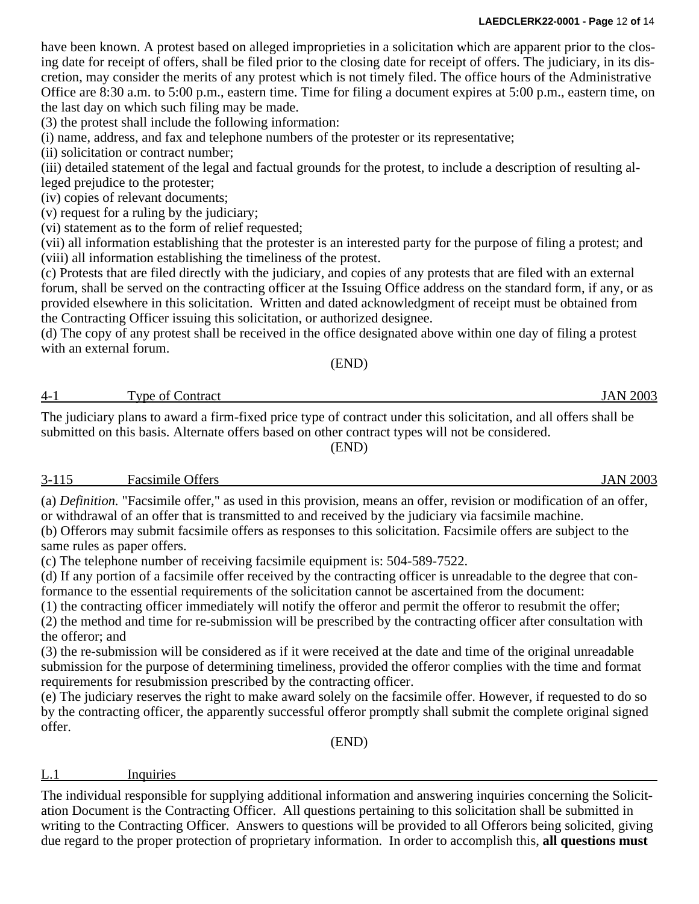have been known. A protest based on alleged improprieties in a solicitation which are apparent prior to the closing date for receipt of offers, shall be filed prior to the closing date for receipt of offers. The judiciary, in its discretion, may consider the merits of any protest which is not timely filed. The office hours of the Administrative Office are 8:30 a.m. to 5:00 p.m., eastern time. Time for filing a document expires at 5:00 p.m., eastern time, on the last day on which such filing may be made.

(3) the protest shall include the following information:

(i) name, address, and fax and telephone numbers of the protester or its representative;

(ii) solicitation or contract number;

(iii) detailed statement of the legal and factual grounds for the protest, to include a description of resulting alleged prejudice to the protester;

(iv) copies of relevant documents;

(v) request for a ruling by the judiciary;

(vi) statement as to the form of relief requested;

(vii) all information establishing that the protester is an interested party for the purpose of filing a protest; and

(viii) all information establishing the timeliness of the protest.

(c) Protests that are filed directly with the judiciary, and copies of any protests that are filed with an external forum, shall be served on the contracting officer at the Issuing Office address on the standard form, if any, or as provided elsewhere in this solicitation. Written and dated acknowledgment of receipt must be obtained from the Contracting Officer issuing this solicitation, or authorized designee.

(d) The copy of any protest shall be received in the office designated above within one day of filing a protest with an external forum.

(END)

## 4-1 Type of Contract — JAN 2003

The judiciary plans to award a firm-fixed price type of contract under this solicitation, and all offers shall be submitted on this basis. Alternate offers based on other contract types will not be considered.

(END)

## 3-115 Facsimile Offers — JAN 2003

(a) *Definition.* "Facsimile offer," as used in this provision, means an offer, revision or modification of an offer, or withdrawal of an offer that is transmitted to and received by the judiciary via facsimile machine.

(b) Offerors may submit facsimile offers as responses to this solicitation. Facsimile offers are subject to the same rules as paper offers.

(c) The telephone number of receiving facsimile equipment is: 504-589-7522.

(d) If any portion of a facsimile offer received by the contracting officer is unreadable to the degree that conformance to the essential requirements of the solicitation cannot be ascertained from the document:

(1) the contracting officer immediately will notify the offeror and permit the offeror to resubmit the offer;

(2) the method and time for re-submission will be prescribed by the contracting officer after consultation with the offeror; and

(3) the re-submission will be considered as if it were received at the date and time of the original unreadable submission for the purpose of determining timeliness, provided the offeror complies with the time and format requirements for resubmission prescribed by the contracting officer.

(e) The judiciary reserves the right to make award solely on the facsimile offer. However, if requested to do so by the contracting officer, the apparently successful offeror promptly shall submit the complete original signed offer.

(END)

## L.1 Inquiries

The individual responsible for supplying additional information and answering inquiries concerning the Solicitation Document is the Contracting Officer. All questions pertaining to this solicitation shall be submitted in writing to the Contracting Officer. Answers to questions will be provided to all Offerors being solicited, giving due regard to the proper protection of proprietary information. In order to accomplish this, **all questions must**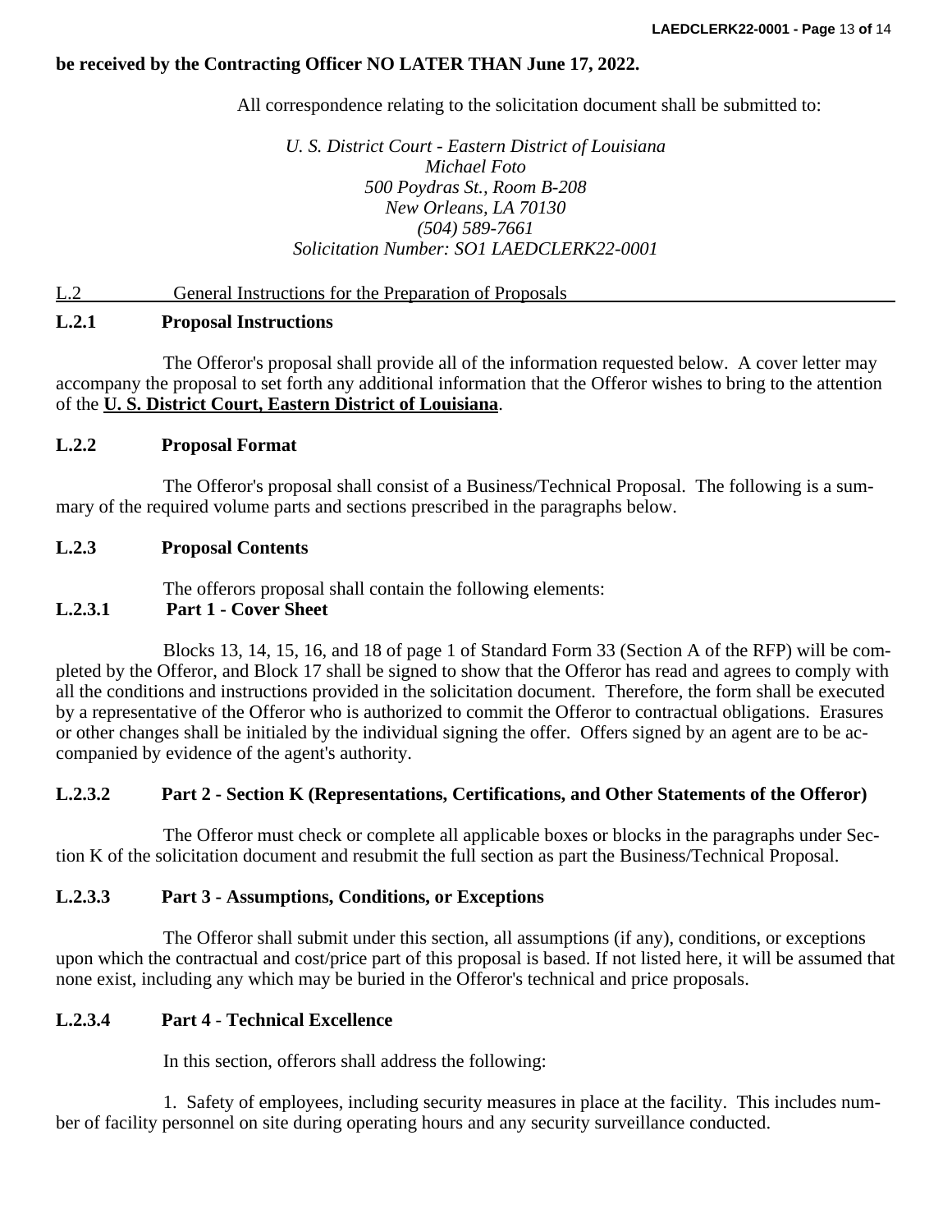**be received by the Contracting Officer NO LATER THAN June 17, 2022.**

All correspondence relating to the solicitation document shall be submitted to:

*U. S. District Court - Eastern District of Louisiana*
*Michael Foto*
*500 Poydras St., Room B-208*
*New Orleans, LA 70130*
*(504) 589-7661*
*Solicitation Number: SO1 LAEDCLERK22-0001*

## L.2 General Instructions for the Preparation of Proposals

### L.2.1 Proposal Instructions

The Offeror's proposal shall provide all of the information requested below. A cover letter may accompany the proposal to set forth any additional information that the Offeror wishes to bring to the attention of the **U. S. District Court, Eastern District of Louisiana**.

### L.2.2 Proposal Format

The Offeror's proposal shall consist of a Business/Technical Proposal. The following is a summary of the required volume parts and sections prescribed in the paragraphs below.

### L.2.3 Proposal Contents

The offerors proposal shall contain the following elements:

#### L.2.3.1 Part 1 - Cover Sheet

Blocks 13, 14, 15, 16, and 18 of page 1 of Standard Form 33 (Section A of the RFP) will be completed by the Offeror, and Block 17 shall be signed to show that the Offeror has read and agrees to comply with all the conditions and instructions provided in the solicitation document. Therefore, the form shall be executed by a representative of the Offeror who is authorized to commit the Offeror to contractual obligations. Erasures or other changes shall be initialed by the individual signing the offer. Offers signed by an agent are to be accompanied by evidence of the agent's authority.

#### L.2.3.2 Part 2 - Section K (Representations, Certifications, and Other Statements of the Offeror)

The Offeror must check or complete all applicable boxes or blocks in the paragraphs under Section K of the solicitation document and resubmit the full section as part the Business/Technical Proposal.

#### L.2.3.3 Part 3 - Assumptions, Conditions, or Exceptions

The Offeror shall submit under this section, all assumptions (if any), conditions, or exceptions upon which the contractual and cost/price part of this proposal is based. If not listed here, it will be assumed that none exist, including any which may be buried in the Offeror's technical and price proposals.

#### L.2.3.4 Part 4 - Technical Excellence

In this section, offerors shall address the following:

1. Safety of employees, including security measures in place at the facility. This includes number of facility personnel on site during operating hours and any security surveillance conducted.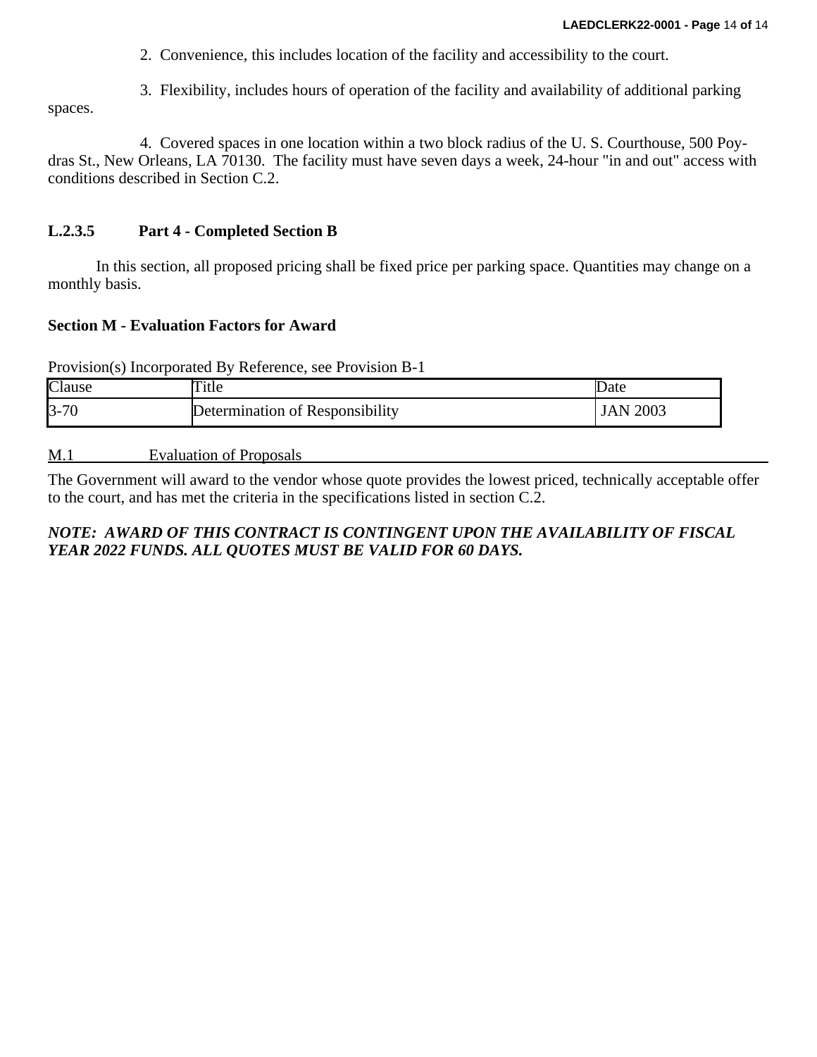2. Convenience, this includes location of the facility and accessibility to the court.

3. Flexibility, includes hours of operation of the facility and availability of additional parking spaces.

4. Covered spaces in one location within a two block radius of the U. S. Courthouse, 500 Poydras St., New Orleans, LA 70130. The facility must have seven days a week, 24-hour "in and out" access with conditions described in Section C.2.

**L.2.3.5 Part 4 - Completed Section B**

In this section, all proposed pricing shall be fixed price per parking space. Quantities may change on a monthly basis.

**Section M - Evaluation Factors for Award**

Provision(s) Incorporated By Reference, see Provision B-1

| Clause | Title | Date |
|---|---|---|
| 3-70 | Determination of Responsibility | JAN 2003 |

M.1 Evaluation of Proposals

The Government will award to the vendor whose quote provides the lowest priced, technically acceptable offer to the court, and has met the criteria in the specifications listed in section C.2.

***NOTE: AWARD OF THIS CONTRACT IS CONTINGENT UPON THE AVAILABILITY OF FISCAL YEAR 2022 FUNDS. ALL QUOTES MUST BE VALID FOR 60 DAYS.***